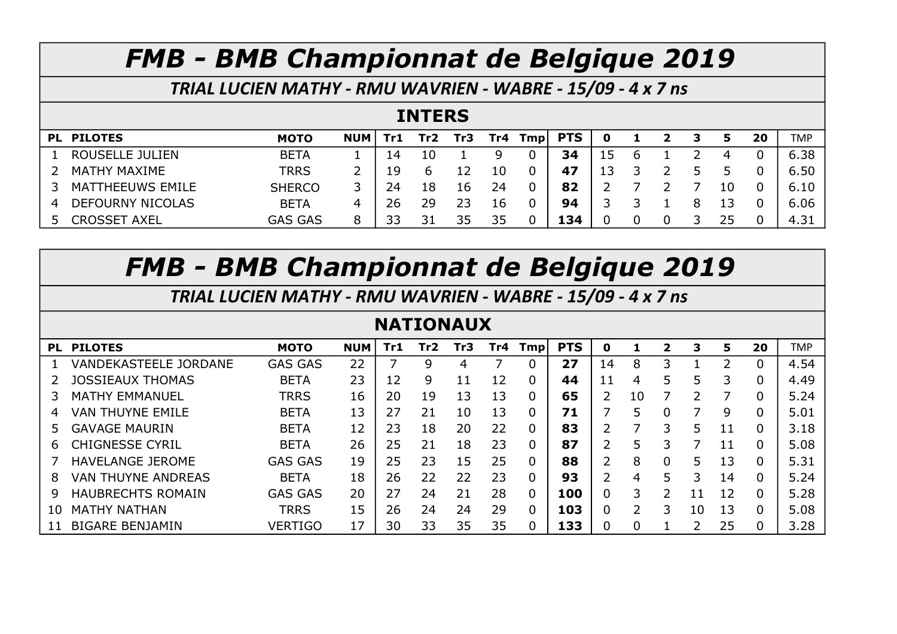# *FMB - BMB Championnat de Belgique 2019*

### *TRIAL LUCIEN MATHY - RMU WAVRIEN - WABRE - 15/09 - 4 x 7 ns*

## INTERS

| PL | PILOTES | MOTO | NUM | Tr1 | Tr2 | Tr3 | Tr4 | Tmp | PTS | 0 | 1 | 2 | 3 | 5 | 20 | TMP |
|---|---|---|---|---|---|---|---|---|---|---|---|---|---|---|---|---|
| 1 | ROUSELLE JULIEN | BETA | 1 | 14 | 10 | 1 | 9 | 0 | **34** | 15 | 6 | 1 | 2 | 4 | 0 | 6.38 |
| 2 | MATHY MAXIME | TRRS | 2 | 19 | 6 | 12 | 10 | 0 | **47** | 13 | 3 | 2 | 5 | 5 | 0 | 6.50 |
| 3 | MATTHEEUWS EMILE | SHERCO | 3 | 24 | 18 | 16 | 24 | 0 | **82** | 2 | 7 | 2 | 7 | 10 | 0 | 6.10 |
| 4 | DEFOURNY NICOLAS | BETA | 4 | 26 | 29 | 23 | 16 | 0 | **94** | 3 | 3 | 1 | 8 | 13 | 0 | 6.06 |
| 5 | CROSSET AXEL | GAS GAS | 8 | 33 | 31 | 35 | 35 | 0 | **134** | 0 | 0 | 0 | 3 | 25 | 0 | 4.31 |

# *FMB - BMB Championnat de Belgique 2019*

### *TRIAL LUCIEN MATHY - RMU WAVRIEN - WABRE - 15/09 - 4 x 7 ns*

## NATIONAUX

| PL | PILOTES | MOTO | NUM | Tr1 | Tr2 | Tr3 | Tr4 | Tmp | PTS | 0 | 1 | 2 | 3 | 5 | 20 | TMP |
|---|---|---|---|---|---|---|---|---|---|---|---|---|---|---|---|---|
| 1 | VANDEKASTEELE JORDANE | GAS GAS | 22 | 7 | 9 | 4 | 7 | 0 | **27** | 14 | 8 | 3 | 1 | 2 | 0 | 4.54 |
| 2 | JOSSIEAUX THOMAS | BETA | 23 | 12 | 9 | 11 | 12 | 0 | **44** | 11 | 4 | 5 | 5 | 3 | 0 | 4.49 |
| 3 | MATHY EMMANUEL | TRRS | 16 | 20 | 19 | 13 | 13 | 0 | **65** | 2 | 10 | 7 | 2 | 7 | 0 | 5.24 |
| 4 | VAN THUYNE EMILE | BETA | 13 | 27 | 21 | 10 | 13 | 0 | **71** | 7 | 5 | 0 | 7 | 9 | 0 | 5.01 |
| 5 | GAVAGE MAURIN | BETA | 12 | 23 | 18 | 20 | 22 | 0 | **83** | 2 | 7 | 3 | 5 | 11 | 0 | 3.18 |
| 6 | CHIGNESSE CYRIL | BETA | 26 | 25 | 21 | 18 | 23 | 0 | **87** | 2 | 5 | 3 | 7 | 11 | 0 | 5.08 |
| 7 | HAVELANGE JEROME | GAS GAS | 19 | 25 | 23 | 15 | 25 | 0 | **88** | 2 | 8 | 0 | 5 | 13 | 0 | 5.31 |
| 8 | VAN THUYNE ANDREAS | BETA | 18 | 26 | 22 | 22 | 23 | 0 | **93** | 2 | 4 | 5 | 3 | 14 | 0 | 5.24 |
| 9 | HAUBRECHTS ROMAIN | GAS GAS | 20 | 27 | 24 | 21 | 28 | 0 | **100** | 0 | 3 | 2 | 11 | 12 | 0 | 5.28 |
| 10 | MATHY NATHAN | TRRS | 15 | 26 | 24 | 24 | 29 | 0 | **103** | 0 | 2 | 3 | 10 | 13 | 0 | 5.08 |
| 11 | BIGARE BENJAMIN | VERTIGO | 17 | 30 | 33 | 35 | 35 | 0 | **133** | 0 | 0 | 1 | 2 | 25 | 0 | 3.28 |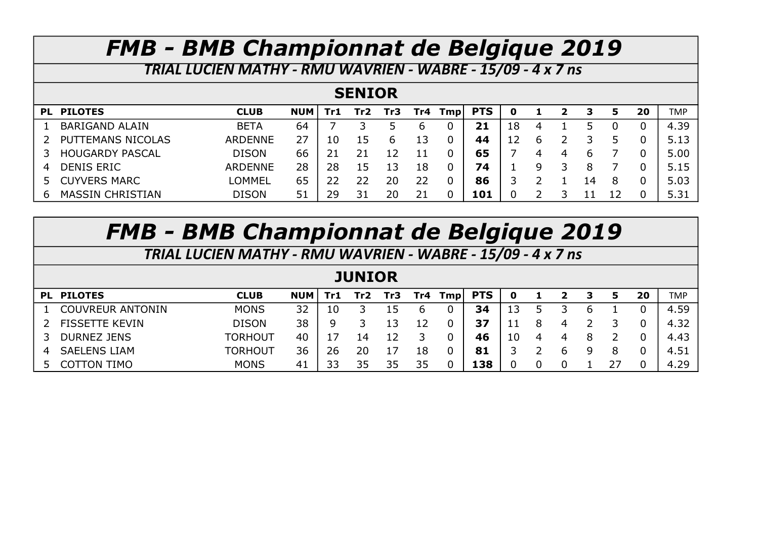# *FMB - BMB Championnat de Belgique 2019*

***TRIAL LUCIEN MATHY - RMU WAVRIEN - WABRE - 15/09 - 4 x 7 ns***

## SENIOR

| PL | PILOTES | CLUB | NUM | Tr1 | Tr2 | Tr3 | Tr4 | Tmp | PTS | 0 | 1 | 2 | 3 | 5 | 20 | TMP |
|---|---|---|---|---|---|---|---|---|---|---|---|---|---|---|---|---|
| 1 | BARIGAND ALAIN | BETA | 64 | 7 | 3 | 5 | 6 | 0 | **21** | 18 | 4 | 1 | 5 | 0 | 0 | 4.39 |
| 2 | PUTTEMANS NICOLAS | ARDENNE | 27 | 10 | 15 | 6 | 13 | 0 | **44** | 12 | 6 | 2 | 3 | 5 | 0 | 5.13 |
| 3 | HOUGARDY PASCAL | DISON | 66 | 21 | 21 | 12 | 11 | 0 | **65** | 7 | 4 | 4 | 6 | 7 | 0 | 5.00 |
| 4 | DENIS ERIC | ARDENNE | 28 | 28 | 15 | 13 | 18 | 0 | **74** | 1 | 9 | 3 | 8 | 7 | 0 | 5.15 |
| 5 | CUYVERS MARC | LOMMEL | 65 | 22 | 22 | 20 | 22 | 0 | **86** | 3 | 2 | 1 | 14 | 8 | 0 | 5.03 |
| 6 | MASSIN CHRISTIAN | DISON | 51 | 29 | 31 | 20 | 21 | 0 | **101** | 0 | 2 | 3 | 11 | 12 | 0 | 5.31 |

# *FMB - BMB Championnat de Belgique 2019*

***TRIAL LUCIEN MATHY - RMU WAVRIEN - WABRE - 15/09 - 4 x 7 ns***

## JUNIOR

| PL | PILOTES | CLUB | NUM | Tr1 | Tr2 | Tr3 | Tr4 | Tmp | PTS | 0 | 1 | 2 | 3 | 5 | 20 | TMP |
|---|---|---|---|---|---|---|---|---|---|---|---|---|---|---|---|---|
| 1 | COUVREUR ANTONIN | MONS | 32 | 10 | 3 | 15 | 6 | 0 | **34** | 13 | 5 | 3 | 6 | 1 | 0 | 4.59 |
| 2 | FISSETTE KEVIN | DISON | 38 | 9 | 3 | 13 | 12 | 0 | **37** | 11 | 8 | 4 | 2 | 3 | 0 | 4.32 |
| 3 | DURNEZ JENS | TORHOUT | 40 | 17 | 14 | 12 | 3 | 0 | **46** | 10 | 4 | 4 | 8 | 2 | 0 | 4.43 |
| 4 | SAELENS LIAM | TORHOUT | 36 | 26 | 20 | 17 | 18 | 0 | **81** | 3 | 2 | 6 | 9 | 8 | 0 | 4.51 |
| 5 | COTTON TIMO | MONS | 41 | 33 | 35 | 35 | 35 | 0 | **138** | 0 | 0 | 0 | 1 | 27 | 0 | 4.29 |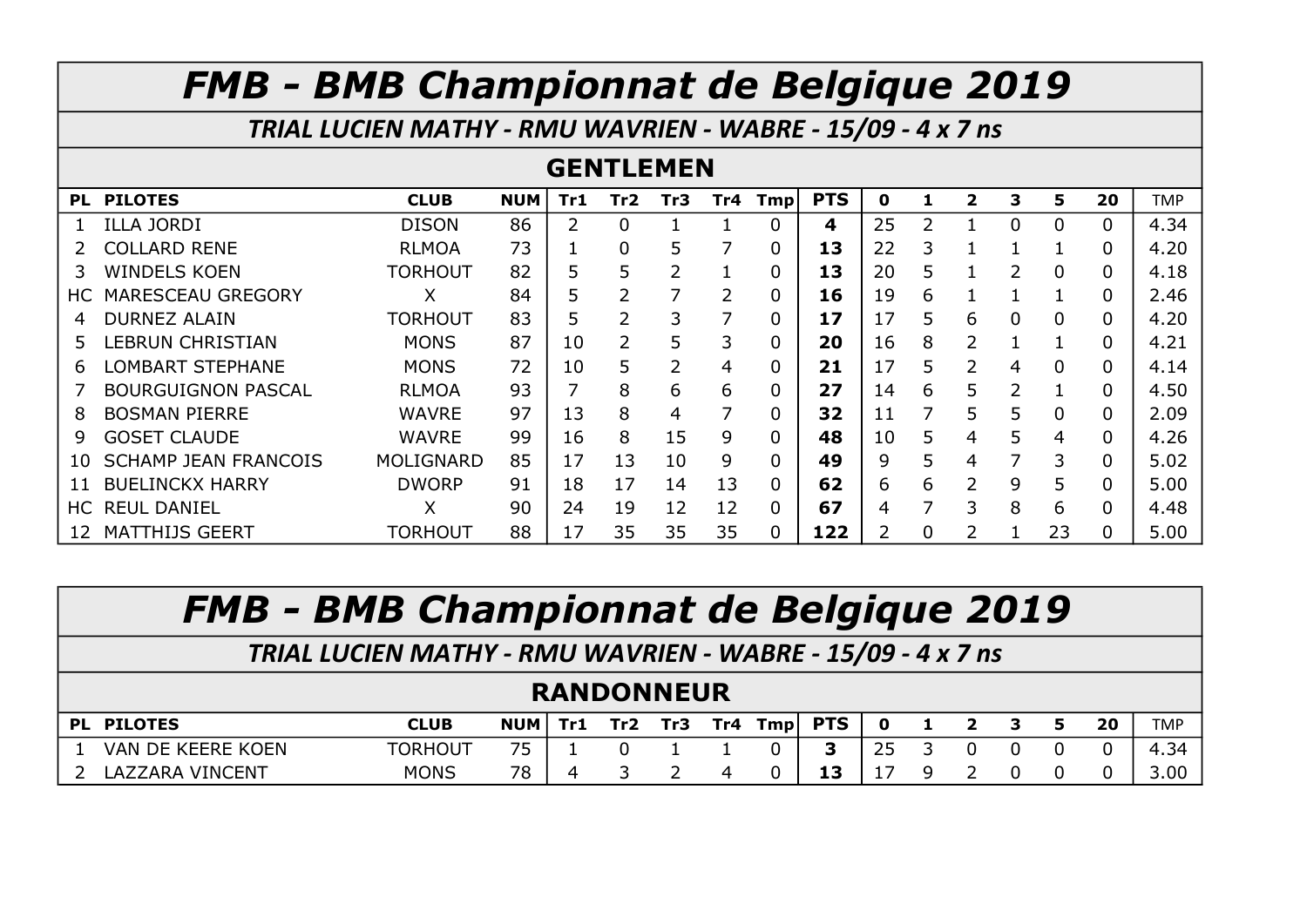# FMB - BMB Championnat de Belgique 2019

## TRIAL LUCIEN MATHY - RMU WAVRIEN - WABRE - 15/09 - 4 x 7 ns

### GENTLEMEN

| PL | PILOTES | CLUB | NUM | Tr1 | Tr2 | Tr3 | Tr4 | Tmp | PTS | 0 | 1 | 2 | 3 | 5 | 20 | TMP |
|---|---|---|---|---|---|---|---|---|---|---|---|---|---|---|---|---|
| 1 | ILLA JORDI | DISON | 86 | 2 | 0 | 1 | 1 | 0 | **4** | 25 | 2 | 1 | 0 | 0 | 0 | 4.34 |
| 2 | COLLARD RENE | RLMOA | 73 | 1 | 0 | 5 | 7 | 0 | **13** | 22 | 3 | 1 | 1 | 1 | 0 | 4.20 |
| 3 | WINDELS KOEN | TORHOUT | 82 | 5 | 5 | 2 | 1 | 0 | **13** | 20 | 5 | 1 | 2 | 0 | 0 | 4.18 |
| HC | MARESCEAU GREGORY | X | 84 | 5 | 2 | 7 | 2 | 0 | **16** | 19 | 6 | 1 | 1 | 1 | 0 | 2.46 |
| 4 | DURNEZ ALAIN | TORHOUT | 83 | 5 | 2 | 3 | 7 | 0 | **17** | 17 | 5 | 6 | 0 | 0 | 0 | 4.20 |
| 5 | LEBRUN CHRISTIAN | MONS | 87 | 10 | 2 | 5 | 3 | 0 | **20** | 16 | 8 | 2 | 1 | 1 | 0 | 4.21 |
| 6 | LOMBART STEPHANE | MONS | 72 | 10 | 5 | 2 | 4 | 0 | **21** | 17 | 5 | 2 | 4 | 0 | 0 | 4.14 |
| 7 | BOURGUIGNON PASCAL | RLMOA | 93 | 7 | 8 | 6 | 6 | 0 | **27** | 14 | 6 | 5 | 2 | 1 | 0 | 4.50 |
| 8 | BOSMAN PIERRE | WAVRE | 97 | 13 | 8 | 4 | 7 | 0 | **32** | 11 | 7 | 5 | 5 | 0 | 0 | 2.09 |
| 9 | GOSET CLAUDE | WAVRE | 99 | 16 | 8 | 15 | 9 | 0 | **48** | 10 | 5 | 4 | 5 | 4 | 0 | 4.26 |
| 10 | SCHAMP JEAN FRANCOIS | MOLIGNARD | 85 | 17 | 13 | 10 | 9 | 0 | **49** | 9 | 5 | 4 | 7 | 3 | 0 | 5.02 |
| 11 | BUELINCKX HARRY | DWORP | 91 | 18 | 17 | 14 | 13 | 0 | **62** | 6 | 6 | 2 | 9 | 5 | 0 | 5.00 |
| HC | REUL DANIEL | X | 90 | 24 | 19 | 12 | 12 | 0 | **67** | 4 | 7 | 3 | 8 | 6 | 0 | 4.48 |
| 12 | MATTHIJS GEERT | TORHOUT | 88 | 17 | 35 | 35 | 35 | 0 | **122** | 2 | 0 | 2 | 1 | 23 | 0 | 5.00 |

# FMB - BMB Championnat de Belgique 2019

## TRIAL LUCIEN MATHY - RMU WAVRIEN - WABRE - 15/09 - 4 x 7 ns

### RANDONNEUR

| PL | PILOTES | CLUB | NUM | Tr1 | Tr2 | Tr3 | Tr4 | Tmp | PTS | 0 | 1 | 2 | 3 | 5 | 20 | TMP |
|---|---|---|---|---|---|---|---|---|---|---|---|---|---|---|---|---|
| 1 | VAN DE KEERE KOEN | TORHOUT | 75 | 1 | 0 | 1 | 1 | 0 | **3** | 25 | 3 | 0 | 0 | 0 | 0 | 4.34 |
| 2 | LAZZARA VINCENT | MONS | 78 | 4 | 3 | 2 | 4 | 0 | **13** | 17 | 9 | 2 | 0 | 0 | 0 | 3.00 |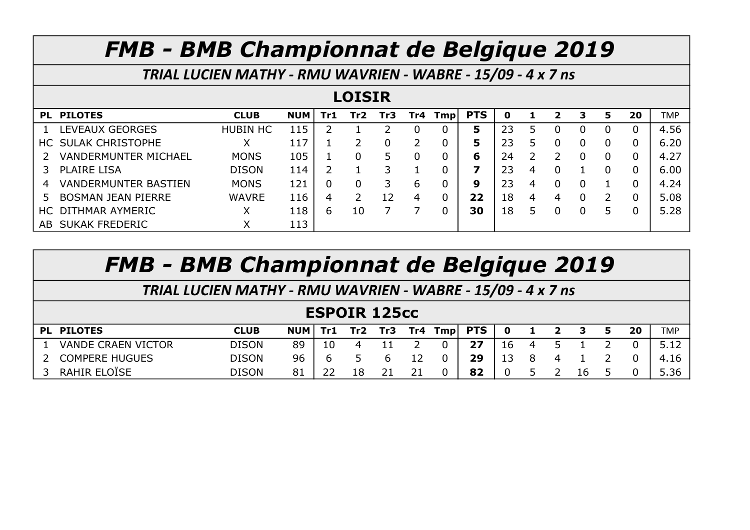# *FMB - BMB Championnat de Belgique 2019*

### *TRIAL LUCIEN MATHY - RMU WAVRIEN - WABRE - 15/09 - 4 x 7 ns*

## LOISIR

| PL | PILOTES | CLUB | NUM | Tr1 | Tr2 | Tr3 | Tr4 | Tmp | PTS | 0 | 1 | 2 | 3 | 5 | 20 | TMP |
|---|---|---|---|---|---|---|---|---|---|---|---|---|---|---|---|---|
| 1 | LEVEAUX GEORGES | HUBIN HC | 115 | 2 | 1 | 2 | 0 | 0 | **5** | 23 | 5 | 0 | 0 | 0 | 0 | 4.56 |
| HC | SULAK CHRISTOPHE | X | 117 | 1 | 2 | 0 | 2 | 0 | **5** | 23 | 5 | 0 | 0 | 0 | 0 | 6.20 |
| 2 | VANDERMUNTER MICHAEL | MONS | 105 | 1 | 0 | 5 | 0 | 0 | **6** | 24 | 2 | 2 | 0 | 0 | 0 | 4.27 |
| 3 | PLAIRE LISA | DISON | 114 | 2 | 1 | 3 | 1 | 0 | **7** | 23 | 4 | 0 | 1 | 0 | 0 | 6.00 |
| 4 | VANDERMUNTER BASTIEN | MONS | 121 | 0 | 0 | 3 | 6 | 0 | **9** | 23 | 4 | 0 | 0 | 1 | 0 | 4.24 |
| 5 | BOSMAN JEAN PIERRE | WAVRE | 116 | 4 | 2 | 12 | 4 | 0 | **22** | 18 | 4 | 4 | 0 | 2 | 0 | 5.08 |
| HC | DITHMAR AYMERIC | X | 118 | 6 | 10 | 7 | 7 | 0 | **30** | 18 | 5 | 0 | 0 | 5 | 0 | 5.28 |
| AB | SUKAK FREDERIC | X | 113 | | | | | | | | | | | | | |

# *FMB - BMB Championnat de Belgique 2019*

### *TRIAL LUCIEN MATHY - RMU WAVRIEN - WABRE - 15/09 - 4 x 7 ns*

## ESPOIR 125cc

| PL | PILOTES | CLUB | NUM | Tr1 | Tr2 | Tr3 | Tr4 | Tmp | PTS | 0 | 1 | 2 | 3 | 5 | 20 | TMP |
|---|---|---|---|---|---|---|---|---|---|---|---|---|---|---|---|---|
| 1 | VANDE CRAEN VICTOR | DISON | 89 | 10 | 4 | 11 | 2 | 0 | **27** | 16 | 4 | 5 | 1 | 2 | 0 | 5.12 |
| 2 | COMPERE HUGUES | DISON | 96 | 6 | 5 | 6 | 12 | 0 | **29** | 13 | 8 | 4 | 1 | 2 | 0 | 4.16 |
| 3 | RAHIR ELOÏSE | DISON | 81 | 22 | 18 | 21 | 21 | 0 | **82** | 0 | 5 | 2 | 16 | 5 | 0 | 5.36 |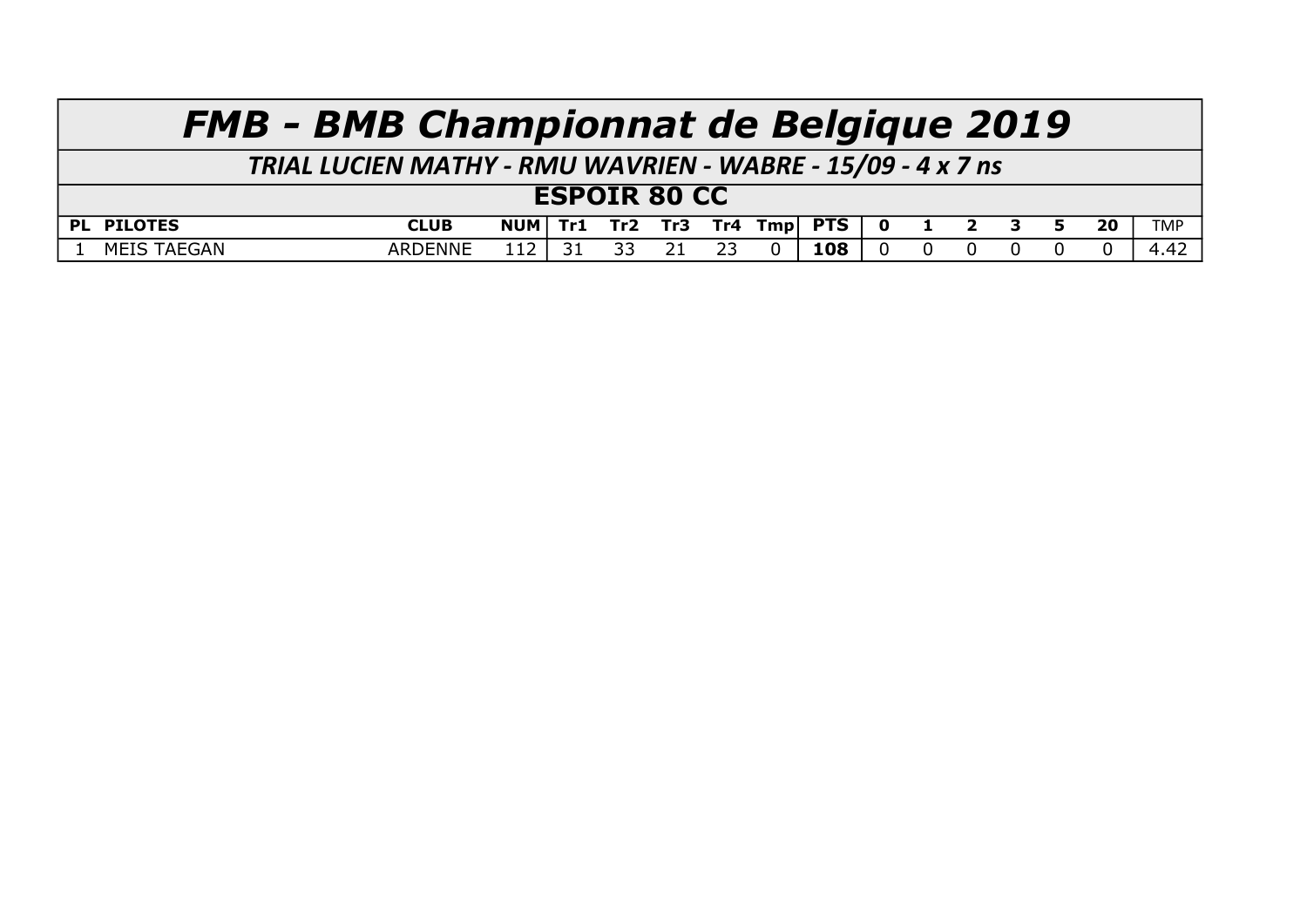# *FMB - BMB Championnat de Belgique 2019*

## *TRIAL LUCIEN MATHY - RMU WAVRIEN - WABRE - 15/09 - 4 x 7 ns*

### ESPOIR 80 CC

| PL | PILOTES | CLUB | NUM | Tr1 | Tr2 | Tr3 | Tr4 | Tmp | PTS | 0 | 1 | 2 | 3 | 5 | 20 | TMP |
|---|---|---|---|---|---|---|---|---|---|---|---|---|---|---|---|---|
| 1 | MEIS TAEGAN | ARDENNE | 112 | 31 | 33 | 21 | 23 | 0 | **108** | 0 | 0 | 0 | 0 | 0 | 0 | 4.42 |